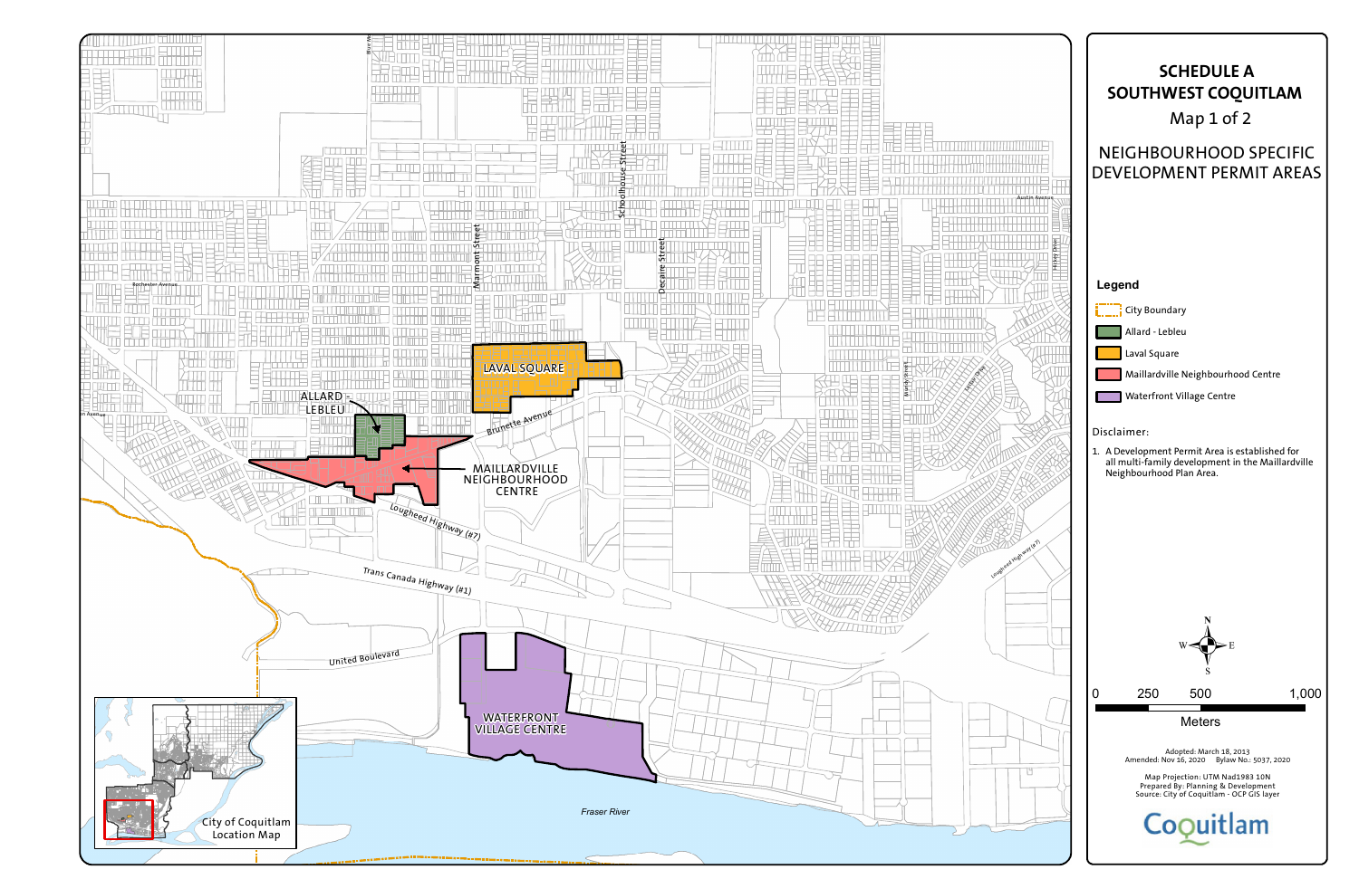# SCHEDULE A
# SOUTHWEST COQUITLAM

Map 1 of 2

## NEIGHBOURHOOD SPECIFIC DEVELOPMENT PERMIT AREAS

### Legend

- City Boundary
- Allard - Lebleu
- Laval Square
- Maillardville Neighbourhood Centre
- Waterfront Village Centre

Disclaimer:

1. A Development Permit Area is established for all multi-family development in the Maillardville Neighbourhood Plan Area.

LAVAL SQUARE

ALLARD - LEBLEU

MAILLARDVILLE NEIGHBOURHOOD CENTRE

WATERFRONT VILLAGE CENTRE

Schoolhouse Street

Marmont Street

Decaire Street

Austin Avenue

Rochester Avenue

Brunette Avenue

Lougheed Highway (#7)

Trans Canada Highway (#1)

United Boulevard

Fraser River

City of Coquitlam Location Map

0 250 500 1,000

Meters

Adopted: March 18, 2013
Amended: Nov 16, 2020 Bylaw No.: 5037, 2020

Map Projection: UTM Nad1983 10N
Prepared By: Planning & Development
Source: City of Coquitlam - OCP GIS layer

Coquitlam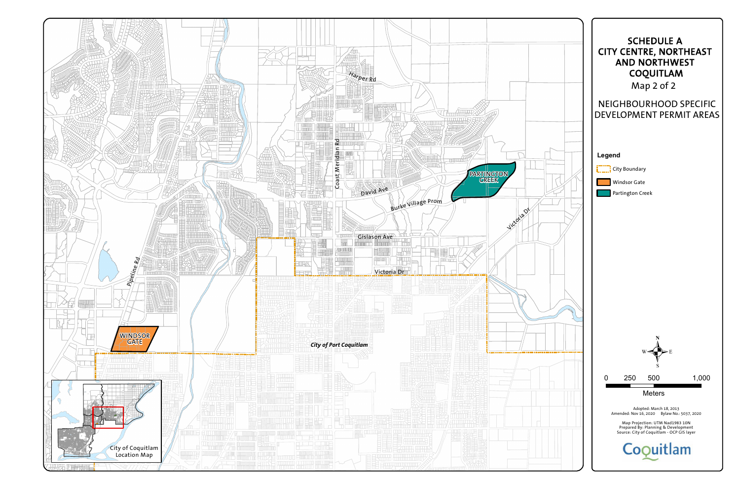# SCHEDULE A
# CITY CENTRE, NORTHEAST AND NORTHWEST COQUITLAM

Map 2 of 2

## NEIGHBOURHOOD SPECIFIC DEVELOPMENT PERMIT AREAS

**Legend**

- City Boundary
- Windsor Gate
- Partington Creek

Harper Rd
Coast Meridian Rd
David Ave
Burke Village Prom
PARTINGTON CREEK
Victoria Dr
Gislason Ave
Victoria Dr
Pipeline Rd
WINDSOR GATE
City of Port Coquitlam

City of Coquitlam Location Map

N
W E
S

0 250 500 1,000
Meters

Adopted: March 18, 2013
Amended: Nov 16, 2020 Bylaw No.: 5037, 2020

Map Projection: UTM Nad1983 10N
Prepared By: Planning & Development
Source: City of Coquitlam - OCP GIS layer

Coquitlam